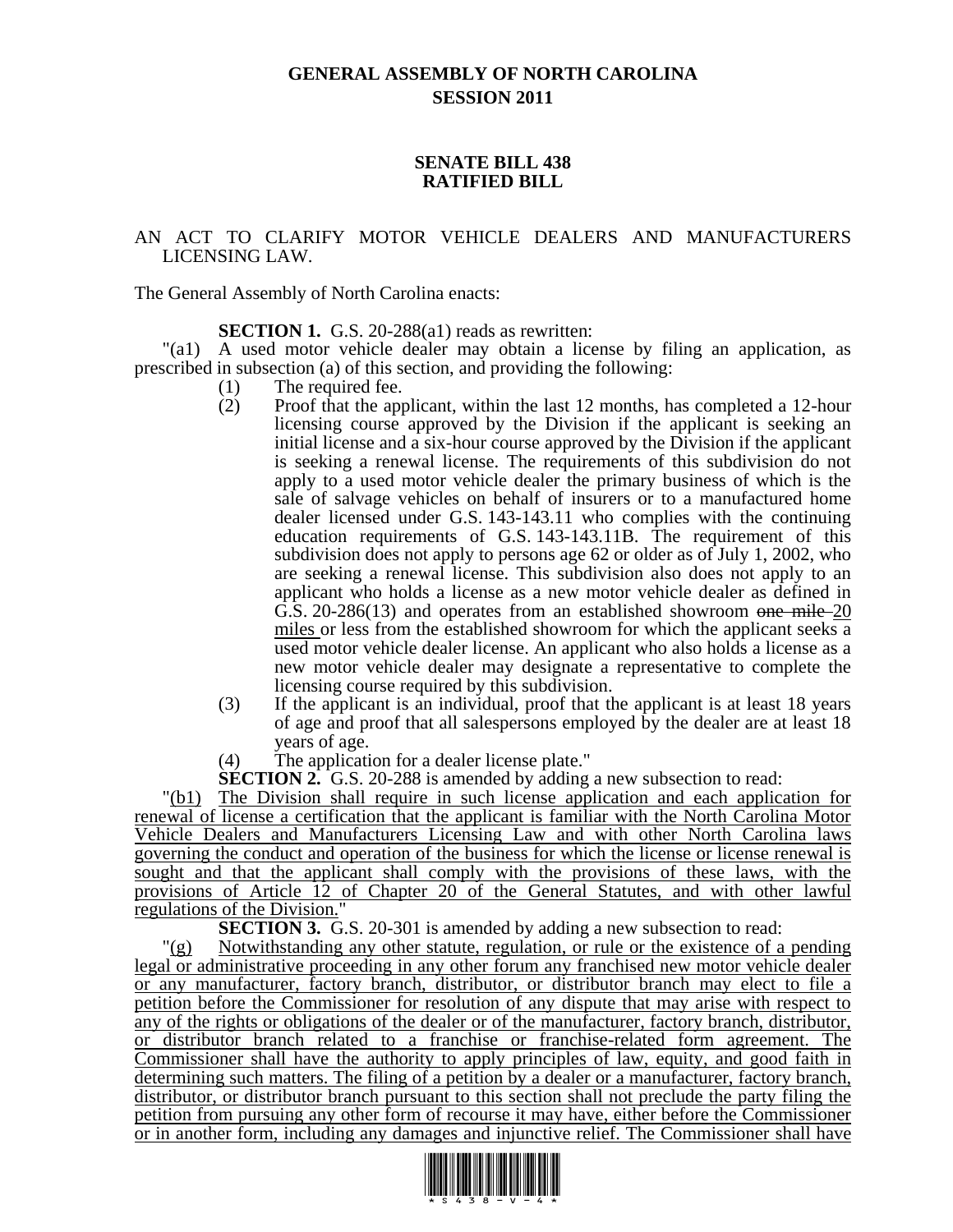# GENERAL ASSEMBLY OF NORTH CAROLINA
## SESSION 2011

## SENATE BILL 438
## RATIFIED BILL

AN ACT TO CLARIFY MOTOR VEHICLE DEALERS AND MANUFACTURERS LICENSING LAW.

The General Assembly of North Carolina enacts:

**SECTION 1.** G.S. 20-288(a1) reads as rewritten:

"(a1) A used motor vehicle dealer may obtain a license by filing an application, as prescribed in subsection (a) of this section, and providing the following:

(1) The required fee.

(2) Proof that the applicant, within the last 12 months, has completed a 12-hour licensing course approved by the Division if the applicant is seeking an initial license and a six-hour course approved by the Division if the applicant is seeking a renewal license. The requirements of this subdivision do not apply to a used motor vehicle dealer the primary business of which is the sale of salvage vehicles on behalf of insurers or to a manufactured home dealer licensed under G.S. 143-143.11 who complies with the continuing education requirements of G.S. 143-143.11B. The requirement of this subdivision does not apply to persons age 62 or older as of July 1, 2002, who are seeking a renewal license. This subdivision also does not apply to an applicant who holds a license as a new motor vehicle dealer as defined in G.S. 20-286(13) and operates from an established showroom ~~one mile~~ 20 miles or less from the established showroom for which the applicant seeks a used motor vehicle dealer license. An applicant who also holds a license as a new motor vehicle dealer may designate a representative to complete the licensing course required by this subdivision.

(3) If the applicant is an individual, proof that the applicant is at least 18 years of age and proof that all salespersons employed by the dealer are at least 18 years of age.

(4) The application for a dealer license plate."

**SECTION 2.** G.S. 20-288 is amended by adding a new subsection to read:

"(b1) The Division shall require in such license application and each application for renewal of license a certification that the applicant is familiar with the North Carolina Motor Vehicle Dealers and Manufacturers Licensing Law and with other North Carolina laws governing the conduct and operation of the business for which the license or license renewal is sought and that the applicant shall comply with the provisions of these laws, with the provisions of Article 12 of Chapter 20 of the General Statutes, and with other lawful regulations of the Division."

**SECTION 3.** G.S. 20-301 is amended by adding a new subsection to read:

"(g) Notwithstanding any other statute, regulation, or rule or the existence of a pending legal or administrative proceeding in any other forum any franchised new motor vehicle dealer or any manufacturer, factory branch, distributor, or distributor branch may elect to file a petition before the Commissioner for resolution of any dispute that may arise with respect to any of the rights or obligations of the dealer or of the manufacturer, factory branch, distributor, or distributor branch related to a franchise or franchise-related form agreement. The Commissioner shall have the authority to apply principles of law, equity, and good faith in determining such matters. The filing of a petition by a dealer or a manufacturer, factory branch, distributor, or distributor branch pursuant to this section shall not preclude the party filing the petition from pursuing any other form of recourse it may have, either before the Commissioner or in another form, including any damages and injunctive relief. The Commissioner shall have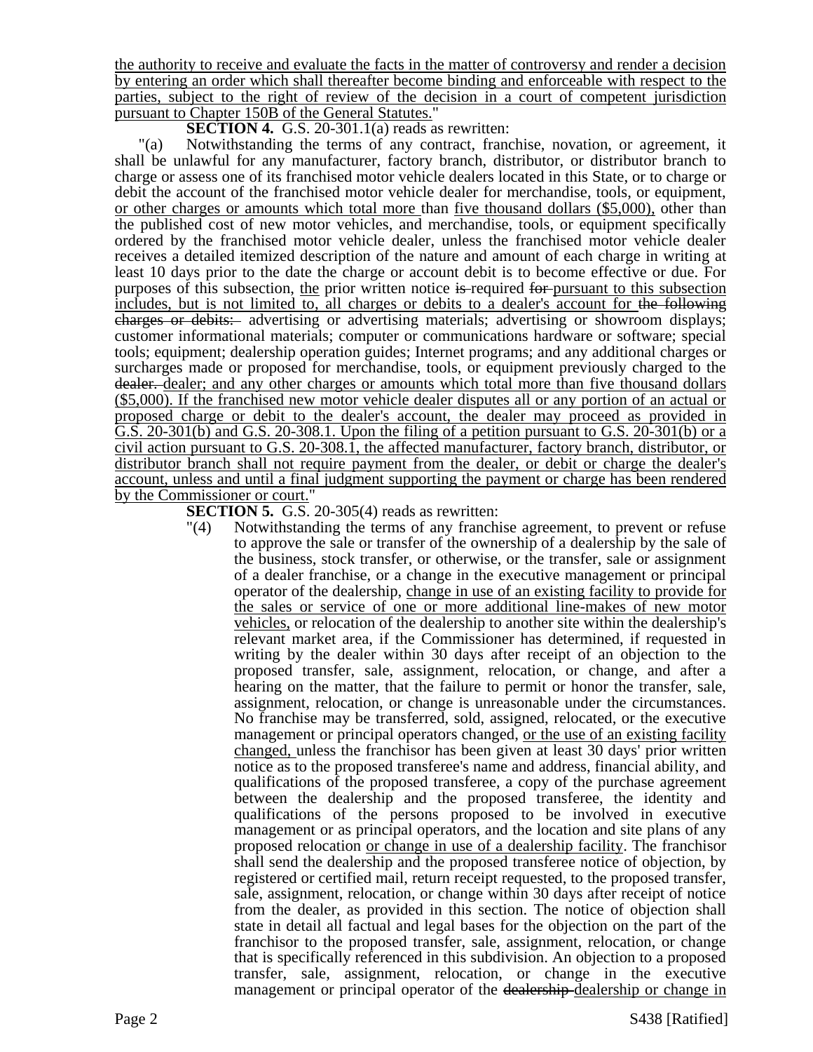the authority to receive and evaluate the facts in the matter of controversy and render a decision by entering an order which shall thereafter become binding and enforceable with respect to the parties, subject to the right of review of the decision in a court of competent jurisdiction pursuant to Chapter 150B of the General Statutes."

**SECTION 4.** G.S. 20-301.1(a) reads as rewritten:

"(a) Notwithstanding the terms of any contract, franchise, novation, or agreement, it shall be unlawful for any manufacturer, factory branch, distributor, or distributor branch to charge or assess one of its franchised motor vehicle dealers located in this State, or to charge or debit the account of the franchised motor vehicle dealer for merchandise, tools, or equipment, or other charges or amounts which total more than five thousand dollars ($5,000), other than the published cost of new motor vehicles, and merchandise, tools, or equipment specifically ordered by the franchised motor vehicle dealer, unless the franchised motor vehicle dealer receives a detailed itemized description of the nature and amount of each charge in writing at least 10 days prior to the date the charge or account debit is to become effective or due. For purposes of this subsection, the prior written notice ~~is~~ required ~~for~~ pursuant to this subsection includes, but is not limited to, all charges or debits to a dealer's account for ~~the following charges or debits:~~ advertising or advertising materials; advertising or showroom displays; customer informational materials; computer or communications hardware or software; special tools; equipment; dealership operation guides; Internet programs; and any additional charges or surcharges made or proposed for merchandise, tools, or equipment previously charged to the ~~dealer.~~ dealer; and any other charges or amounts which total more than five thousand dollars ($5,000). If the franchised new motor vehicle dealer disputes all or any portion of an actual or proposed charge or debit to the dealer's account, the dealer may proceed as provided in G.S. 20-301(b) and G.S. 20-308.1. Upon the filing of a petition pursuant to G.S. 20-301(b) or a civil action pursuant to G.S. 20-308.1, the affected manufacturer, factory branch, distributor, or distributor branch shall not require payment from the dealer, or debit or charge the dealer's account, unless and until a final judgment supporting the payment or charge has been rendered by the Commissioner or court."

**SECTION 5.** G.S. 20-305(4) reads as rewritten:

"(4) Notwithstanding the terms of any franchise agreement, to prevent or refuse to approve the sale or transfer of the ownership of a dealership by the sale of the business, stock transfer, or otherwise, or the transfer, sale or assignment of a dealer franchise, or a change in the executive management or principal operator of the dealership, change in use of an existing facility to provide for the sales or service of one or more additional line-makes of new motor vehicles, or relocation of the dealership to another site within the dealership's relevant market area, if the Commissioner has determined, if requested in writing by the dealer within 30 days after receipt of an objection to the proposed transfer, sale, assignment, relocation, or change, and after a hearing on the matter, that the failure to permit or honor the transfer, sale, assignment, relocation, or change is unreasonable under the circumstances. No franchise may be transferred, sold, assigned, relocated, or the executive management or principal operators changed, or the use of an existing facility changed, unless the franchisor has been given at least 30 days' prior written notice as to the proposed transferee's name and address, financial ability, and qualifications of the proposed transferee, a copy of the purchase agreement between the dealership and the proposed transferee, the identity and qualifications of the persons proposed to be involved in executive management or as principal operators, and the location and site plans of any proposed relocation or change in use of a dealership facility. The franchisor shall send the dealership and the proposed transferee notice of objection, by registered or certified mail, return receipt requested, to the proposed transfer, sale, assignment, relocation, or change within 30 days after receipt of notice from the dealer, as provided in this section. The notice of objection shall state in detail all factual and legal bases for the objection on the part of the franchisor to the proposed transfer, sale, assignment, relocation, or change that is specifically referenced in this subdivision. An objection to a proposed transfer, sale, assignment, relocation, or change in the executive management or principal operator of the ~~dealership~~ dealership or change in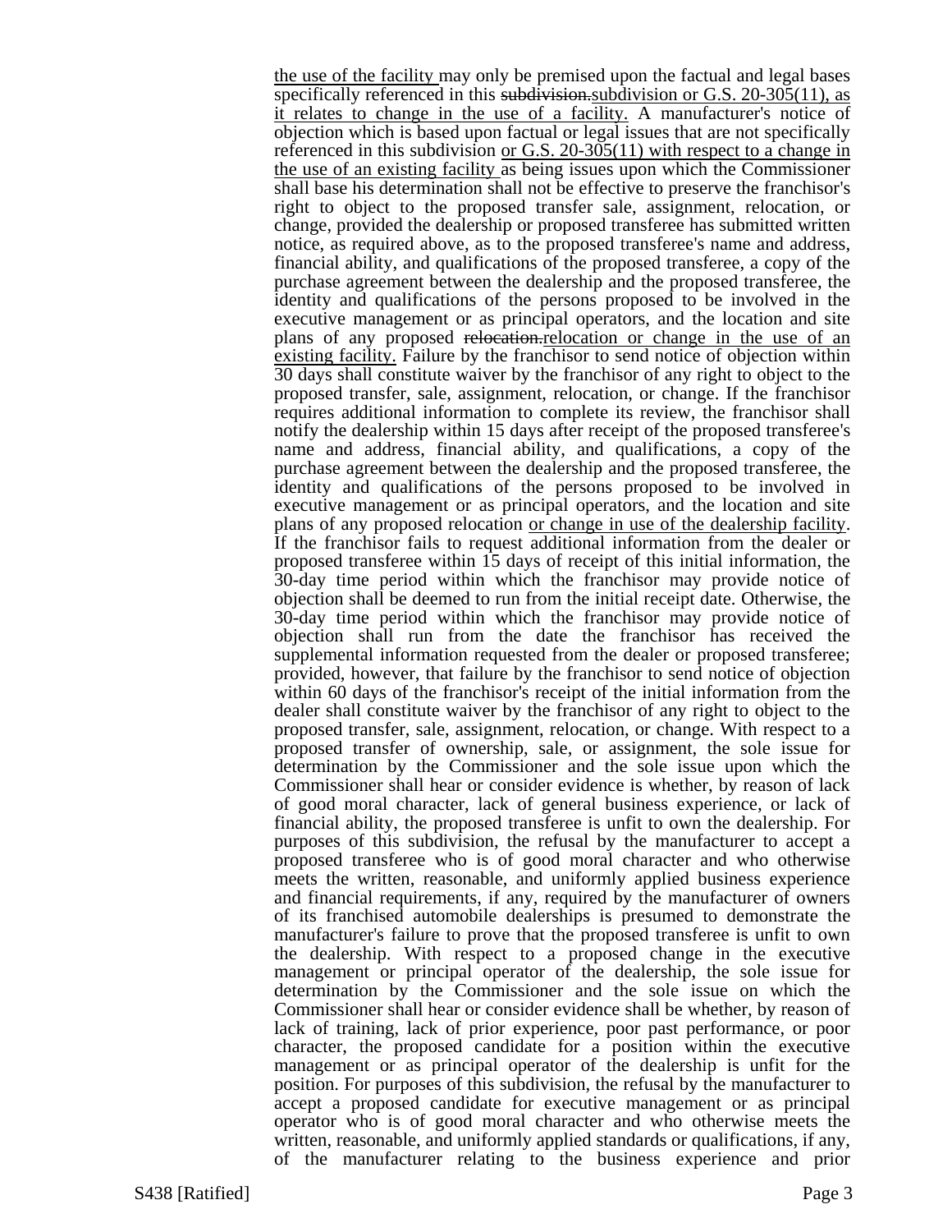the use of the facility may only be premised upon the factual and legal bases specifically referenced in this ~~subdivision.~~subdivision or G.S. 20-305(11), as it relates to change in the use of a facility. A manufacturer's notice of objection which is based upon factual or legal issues that are not specifically referenced in this subdivision or G.S. 20-305(11) with respect to a change in the use of an existing facility as being issues upon which the Commissioner shall base his determination shall not be effective to preserve the franchisor's right to object to the proposed transfer sale, assignment, relocation, or change, provided the dealership or proposed transferee has submitted written notice, as required above, as to the proposed transferee's name and address, financial ability, and qualifications of the proposed transferee, a copy of the purchase agreement between the dealership and the proposed transferee, the identity and qualifications of the persons proposed to be involved in the executive management or as principal operators, and the location and site plans of any proposed ~~relocation.~~relocation or change in the use of an existing facility. Failure by the franchisor to send notice of objection within 30 days shall constitute waiver by the franchisor of any right to object to the proposed transfer, sale, assignment, relocation, or change. If the franchisor requires additional information to complete its review, the franchisor shall notify the dealership within 15 days after receipt of the proposed transferee's name and address, financial ability, and qualifications, a copy of the purchase agreement between the dealership and the proposed transferee, the identity and qualifications of the persons proposed to be involved in executive management or as principal operators, and the location and site plans of any proposed relocation or change in use of the dealership facility. If the franchisor fails to request additional information from the dealer or proposed transferee within 15 days of receipt of this initial information, the 30-day time period within which the franchisor may provide notice of objection shall be deemed to run from the initial receipt date. Otherwise, the 30-day time period within which the franchisor may provide notice of objection shall run from the date the franchisor has received the supplemental information requested from the dealer or proposed transferee; provided, however, that failure by the franchisor to send notice of objection within 60 days of the franchisor's receipt of the initial information from the dealer shall constitute waiver by the franchisor of any right to object to the proposed transfer, sale, assignment, relocation, or change. With respect to a proposed transfer of ownership, sale, or assignment, the sole issue for determination by the Commissioner and the sole issue upon which the Commissioner shall hear or consider evidence is whether, by reason of lack of good moral character, lack of general business experience, or lack of financial ability, the proposed transferee is unfit to own the dealership. For purposes of this subdivision, the refusal by the manufacturer to accept a proposed transferee who is of good moral character and who otherwise meets the written, reasonable, and uniformly applied business experience and financial requirements, if any, required by the manufacturer of owners of its franchised automobile dealerships is presumed to demonstrate the manufacturer's failure to prove that the proposed transferee is unfit to own the dealership. With respect to a proposed change in the executive management or principal operator of the dealership, the sole issue for determination by the Commissioner and the sole issue on which the Commissioner shall hear or consider evidence shall be whether, by reason of lack of training, lack of prior experience, poor past performance, or poor character, the proposed candidate for a position within the executive management or as principal operator of the dealership is unfit for the position. For purposes of this subdivision, the refusal by the manufacturer to accept a proposed candidate for executive management or as principal operator who is of good moral character and who otherwise meets the written, reasonable, and uniformly applied standards or qualifications, if any, of the manufacturer relating to the business experience and prior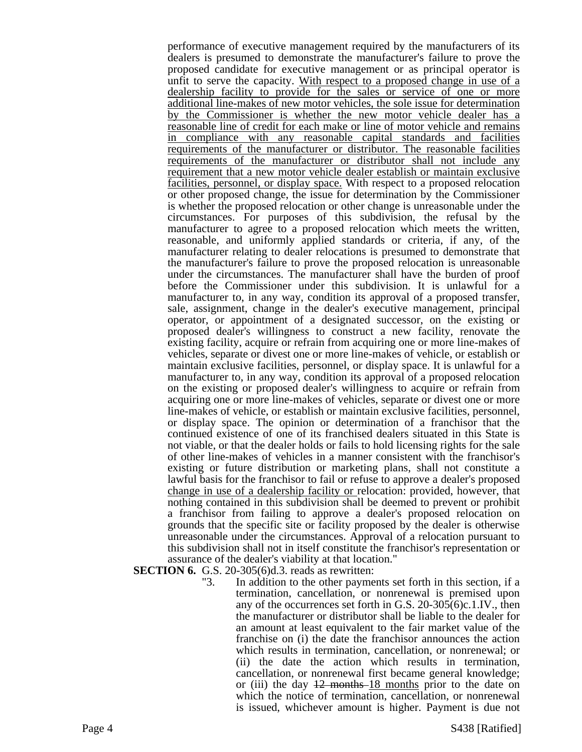performance of executive management required by the manufacturers of its dealers is presumed to demonstrate the manufacturer's failure to prove the proposed candidate for executive management or as principal operator is unfit to serve the capacity. <u>With respect to a proposed change in use of a dealership facility to provide for the sales or service of one or more additional line-makes of new motor vehicles, the sole issue for determination by the Commissioner is whether the new motor vehicle dealer has a reasonable line of credit for each make or line of motor vehicle and remains in compliance with any reasonable capital standards and facilities requirements of the manufacturer or distributor. The reasonable facilities requirements of the manufacturer or distributor shall not include any requirement that a new motor vehicle dealer establish or maintain exclusive facilities, personnel, or display space.</u> With respect to a proposed relocation or other proposed change, the issue for determination by the Commissioner is whether the proposed relocation or other change is unreasonable under the circumstances. For purposes of this subdivision, the refusal by the manufacturer to agree to a proposed relocation which meets the written, reasonable, and uniformly applied standards or criteria, if any, of the manufacturer relating to dealer relocations is presumed to demonstrate that the manufacturer's failure to prove the proposed relocation is unreasonable under the circumstances. The manufacturer shall have the burden of proof before the Commissioner under this subdivision. It is unlawful for a manufacturer to, in any way, condition its approval of a proposed transfer, sale, assignment, change in the dealer's executive management, principal operator, or appointment of a designated successor, on the existing or proposed dealer's willingness to construct a new facility, renovate the existing facility, acquire or refrain from acquiring one or more line-makes of vehicles, separate or divest one or more line-makes of vehicle, or establish or maintain exclusive facilities, personnel, or display space. It is unlawful for a manufacturer to, in any way, condition its approval of a proposed relocation on the existing or proposed dealer's willingness to acquire or refrain from acquiring one or more line-makes of vehicles, separate or divest one or more line-makes of vehicle, or establish or maintain exclusive facilities, personnel, or display space. The opinion or determination of a franchisor that the continued existence of one of its franchised dealers situated in this State is not viable, or that the dealer holds or fails to hold licensing rights for the sale of other line-makes of vehicles in a manner consistent with the franchisor's existing or future distribution or marketing plans, shall not constitute a lawful basis for the franchisor to fail or refuse to approve a dealer's proposed <u>change in use of a dealership facility or</u> relocation: provided, however, that nothing contained in this subdivision shall be deemed to prevent or prohibit a franchisor from failing to approve a dealer's proposed relocation on grounds that the specific site or facility proposed by the dealer is otherwise unreasonable under the circumstances. Approval of a relocation pursuant to this subdivision shall not in itself constitute the franchisor's representation or assurance of the dealer's viability at that location."

**SECTION 6.** G.S. 20-305(6)d.3. reads as rewritten:

"3. In addition to the other payments set forth in this section, if a termination, cancellation, or nonrenewal is premised upon any of the occurrences set forth in G.S. 20-305(6)c.1.IV., then the manufacturer or distributor shall be liable to the dealer for an amount at least equivalent to the fair market value of the franchise on (i) the date the franchisor announces the action which results in termination, cancellation, or nonrenewal; or (ii) the date the action which results in termination, cancellation, or nonrenewal first became general knowledge; or (iii) the day ~~12 months~~ <u>18 months</u> prior to the date on which the notice of termination, cancellation, or nonrenewal is issued, whichever amount is higher. Payment is due not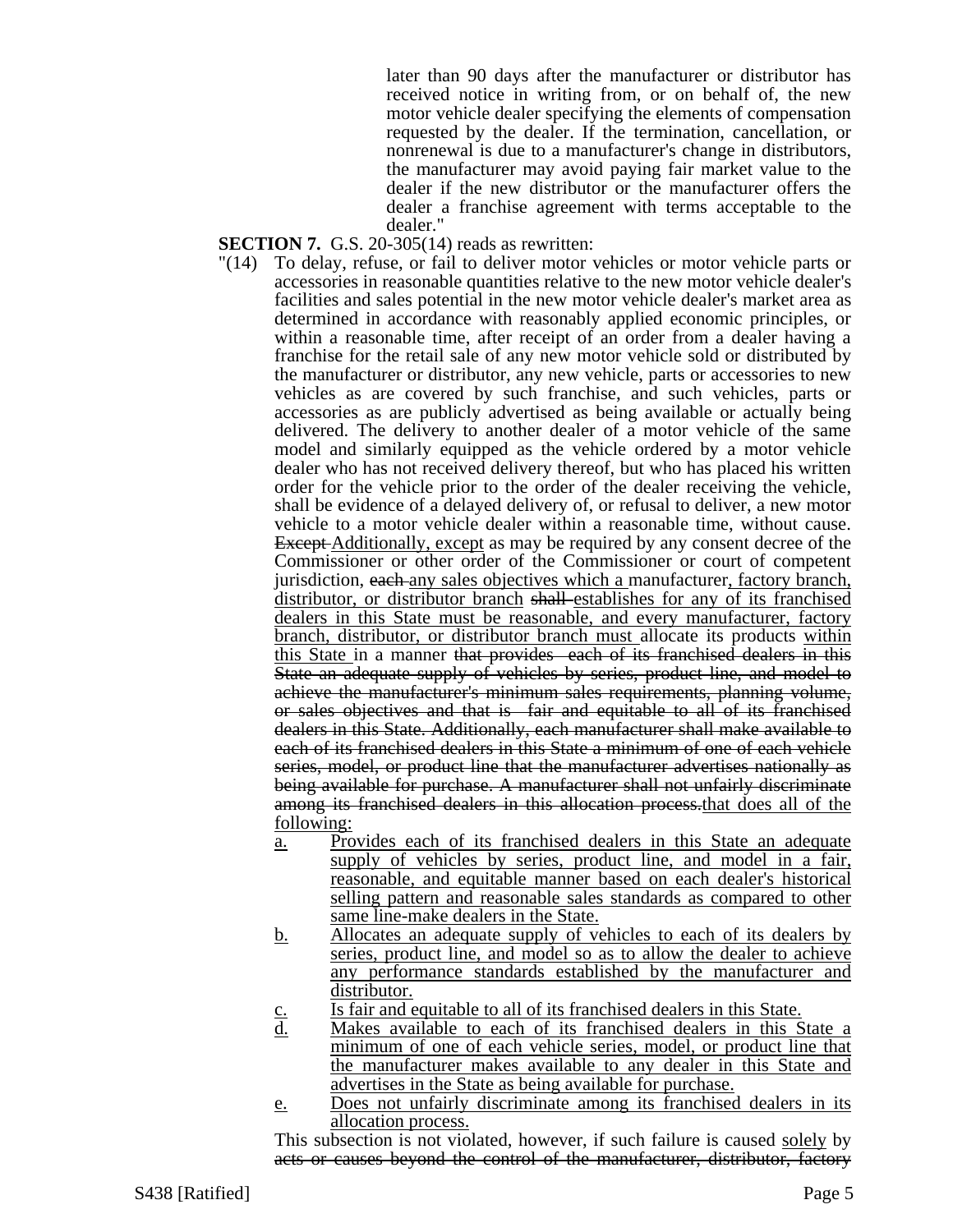later than 90 days after the manufacturer or distributor has received notice in writing from, or on behalf of, the new motor vehicle dealer specifying the elements of compensation requested by the dealer. If the termination, cancellation, or nonrenewal is due to a manufacturer's change in distributors, the manufacturer may avoid paying fair market value to the dealer if the new distributor or the manufacturer offers the dealer a franchise agreement with terms acceptable to the dealer."

**SECTION 7.** G.S. 20-305(14) reads as rewritten:

"(14) To delay, refuse, or fail to deliver motor vehicles or motor vehicle parts or accessories in reasonable quantities relative to the new motor vehicle dealer's facilities and sales potential in the new motor vehicle dealer's market area as determined in accordance with reasonably applied economic principles, or within a reasonable time, after receipt of an order from a dealer having a franchise for the retail sale of any new motor vehicle sold or distributed by the manufacturer or distributor, any new vehicle, parts or accessories to new vehicles as are covered by such franchise, and such vehicles, parts or accessories as are publicly advertised as being available or actually being delivered. The delivery to another dealer of a motor vehicle of the same model and similarly equipped as the vehicle ordered by a motor vehicle dealer who has not received delivery thereof, but who has placed his written order for the vehicle prior to the order of the dealer receiving the vehicle, shall be evidence of a delayed delivery of, or refusal to deliver, a new motor vehicle to a motor vehicle dealer within a reasonable time, without cause. ~~Except~~ Additionally, except as may be required by any consent decree of the Commissioner or other order of the Commissioner or court of competent jurisdiction, ~~each~~ any sales objectives which a manufacturer, factory branch, distributor, or distributor branch ~~shall~~ establishes for any of its franchised dealers in this State must be reasonable, and every manufacturer, factory branch, distributor, or distributor branch must allocate its products within this State in a manner ~~that provides each of its franchised dealers in this State an adequate supply of vehicles by series, product line, and model to achieve the manufacturer's minimum sales requirements, planning volume, or sales objectives and that is fair and equitable to all of its franchised dealers in this State. Additionally, each manufacturer shall make available to each of its franchised dealers in this State a minimum of one of each vehicle series, model, or product line that the manufacturer advertises nationally as being available for purchase. A manufacturer shall not unfairly discriminate among its franchised dealers in this allocation process.~~that does all of the following:

a. Provides each of its franchised dealers in this State an adequate supply of vehicles by series, product line, and model in a fair, reasonable, and equitable manner based on each dealer's historical selling pattern and reasonable sales standards as compared to other same line-make dealers in the State.

b. Allocates an adequate supply of vehicles to each of its dealers by series, product line, and model so as to allow the dealer to achieve any performance standards established by the manufacturer and distributor.

c. Is fair and equitable to all of its franchised dealers in this State.

d. Makes available to each of its franchised dealers in this State a minimum of one of each vehicle series, model, or product line that the manufacturer makes available to any dealer in this State and advertises in the State as being available for purchase.

e. Does not unfairly discriminate among its franchised dealers in its allocation process.

This subsection is not violated, however, if such failure is caused solely by ~~acts or causes beyond the control of the manufacturer, distributor, factory~~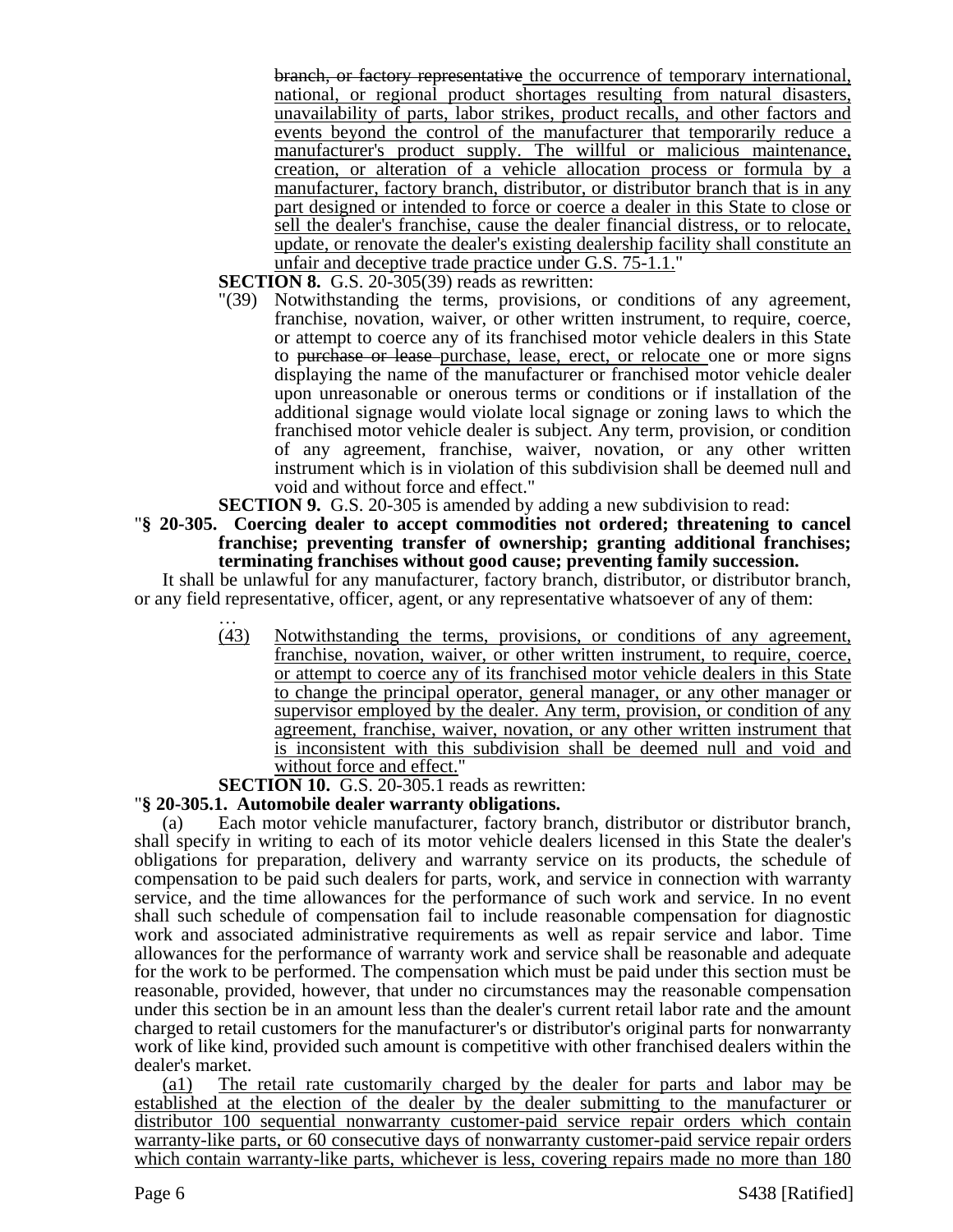~~branch, or factory representative~~ the occurrence of temporary international, national, or regional product shortages resulting from natural disasters, unavailability of parts, labor strikes, product recalls, and other factors and events beyond the control of the manufacturer that temporarily reduce a manufacturer's product supply. The willful or malicious maintenance, creation, or alteration of a vehicle allocation process or formula by a manufacturer, factory branch, distributor, or distributor branch that is in any part designed or intended to force or coerce a dealer in this State to close or sell the dealer's franchise, cause the dealer financial distress, or to relocate, update, or renovate the dealer's existing dealership facility shall constitute an unfair and deceptive trade practice under G.S. 75-1.1."

**SECTION 8.** G.S. 20-305(39) reads as rewritten:

"(39) Notwithstanding the terms, provisions, or conditions of any agreement, franchise, novation, waiver, or other written instrument, to require, coerce, or attempt to coerce any of its franchised motor vehicle dealers in this State to ~~purchase or lease~~ purchase, lease, erect, or relocate one or more signs displaying the name of the manufacturer or franchised motor vehicle dealer upon unreasonable or onerous terms or conditions or if installation of the additional signage would violate local signage or zoning laws to which the franchised motor vehicle dealer is subject. Any term, provision, or condition of any agreement, franchise, waiver, novation, or any other written instrument which is in violation of this subdivision shall be deemed null and void and without force and effect."

**SECTION 9.** G.S. 20-305 is amended by adding a new subdivision to read:

"**§ 20-305. Coercing dealer to accept commodities not ordered; threatening to cancel franchise; preventing transfer of ownership; granting additional franchises; terminating franchises without good cause; preventing family succession.**

It shall be unlawful for any manufacturer, factory branch, distributor, or distributor branch, or any field representative, officer, agent, or any representative whatsoever of any of them:

…

(43) Notwithstanding the terms, provisions, or conditions of any agreement, franchise, novation, waiver, or other written instrument, to require, coerce, or attempt to coerce any of its franchised motor vehicle dealers in this State to change the principal operator, general manager, or any other manager or supervisor employed by the dealer. Any term, provision, or condition of any agreement, franchise, waiver, novation, or any other written instrument that is inconsistent with this subdivision shall be deemed null and void and without force and effect."

**SECTION 10.** G.S. 20-305.1 reads as rewritten:

"**§ 20-305.1. Automobile dealer warranty obligations.**

(a) Each motor vehicle manufacturer, factory branch, distributor or distributor branch, shall specify in writing to each of its motor vehicle dealers licensed in this State the dealer's obligations for preparation, delivery and warranty service on its products, the schedule of compensation to be paid such dealers for parts, work, and service in connection with warranty service, and the time allowances for the performance of such work and service. In no event shall such schedule of compensation fail to include reasonable compensation for diagnostic work and associated administrative requirements as well as repair service and labor. Time allowances for the performance of warranty work and service shall be reasonable and adequate for the work to be performed. The compensation which must be paid under this section must be reasonable, provided, however, that under no circumstances may the reasonable compensation under this section be in an amount less than the dealer's current retail labor rate and the amount charged to retail customers for the manufacturer's or distributor's original parts for nonwarranty work of like kind, provided such amount is competitive with other franchised dealers within the dealer's market.

(a1) The retail rate customarily charged by the dealer for parts and labor may be established at the election of the dealer by the dealer submitting to the manufacturer or distributor 100 sequential nonwarranty customer-paid service repair orders which contain warranty-like parts, or 60 consecutive days of nonwarranty customer-paid service repair orders which contain warranty-like parts, whichever is less, covering repairs made no more than 180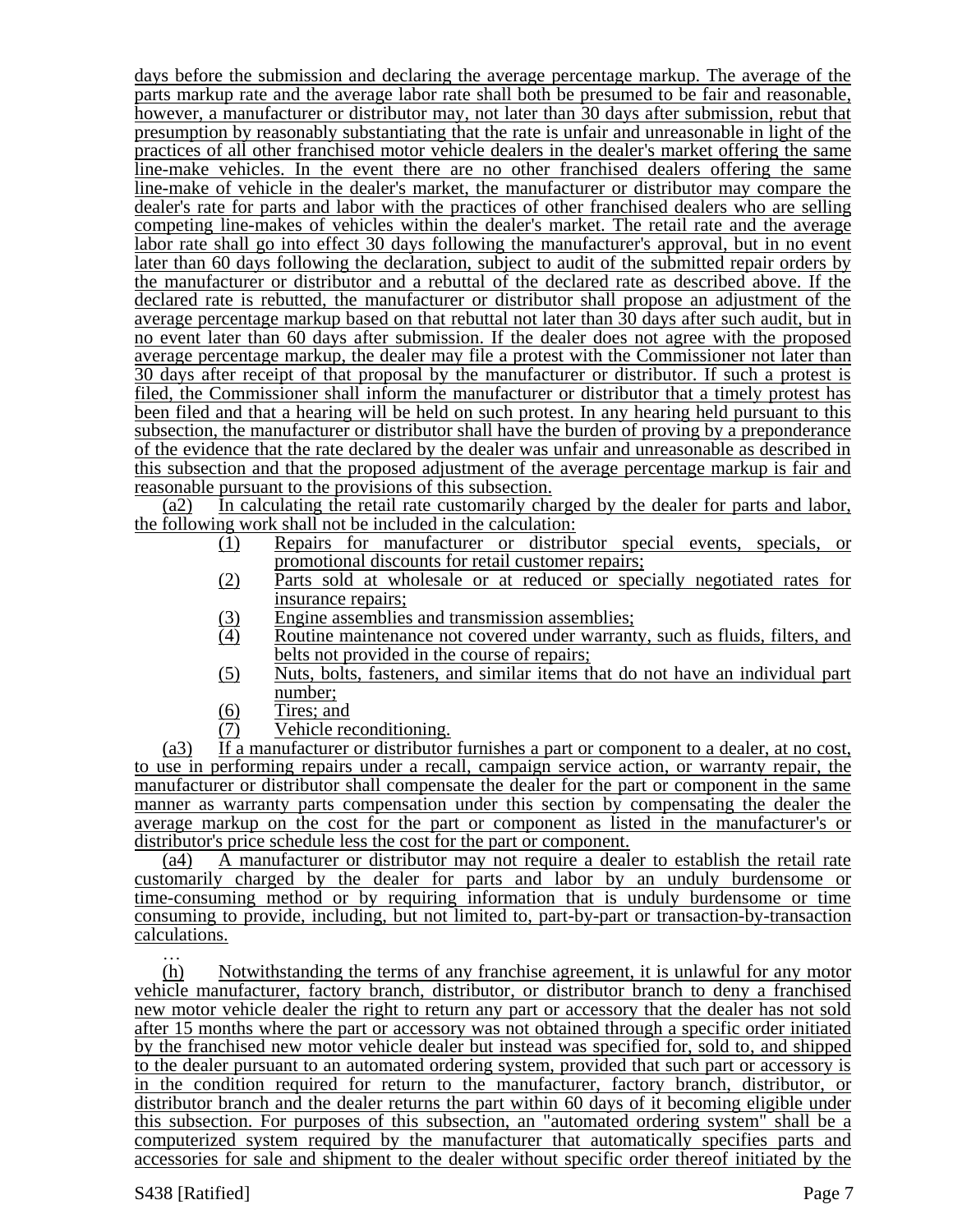days before the submission and declaring the average percentage markup. The average of the parts markup rate and the average labor rate shall both be presumed to be fair and reasonable, however, a manufacturer or distributor may, not later than 30 days after submission, rebut that presumption by reasonably substantiating that the rate is unfair and unreasonable in light of the practices of all other franchised motor vehicle dealers in the dealer's market offering the same line-make vehicles. In the event there are no other franchised dealers offering the same line-make of vehicle in the dealer's market, the manufacturer or distributor may compare the dealer's rate for parts and labor with the practices of other franchised dealers who are selling competing line-makes of vehicles within the dealer's market. The retail rate and the average labor rate shall go into effect 30 days following the manufacturer's approval, but in no event later than 60 days following the declaration, subject to audit of the submitted repair orders by the manufacturer or distributor and a rebuttal of the declared rate as described above. If the declared rate is rebutted, the manufacturer or distributor shall propose an adjustment of the average percentage markup based on that rebuttal not later than 30 days after such audit, but in no event later than 60 days after submission. If the dealer does not agree with the proposed average percentage markup, the dealer may file a protest with the Commissioner not later than 30 days after receipt of that proposal by the manufacturer or distributor. If such a protest is filed, the Commissioner shall inform the manufacturer or distributor that a timely protest has been filed and that a hearing will be held on such protest. In any hearing held pursuant to this subsection, the manufacturer or distributor shall have the burden of proving by a preponderance of the evidence that the rate declared by the dealer was unfair and unreasonable as described in this subsection and that the proposed adjustment of the average percentage markup is fair and reasonable pursuant to the provisions of this subsection.

(a2) In calculating the retail rate customarily charged by the dealer for parts and labor, the following work shall not be included in the calculation:

(1) Repairs for manufacturer or distributor special events, specials, or promotional discounts for retail customer repairs;
(2) Parts sold at wholesale or at reduced or specially negotiated rates for insurance repairs;
(3) Engine assemblies and transmission assemblies;
(4) Routine maintenance not covered under warranty, such as fluids, filters, and belts not provided in the course of repairs;
(5) Nuts, bolts, fasteners, and similar items that do not have an individual part number;
(6) Tires; and
(7) Vehicle reconditioning.

(a3) If a manufacturer or distributor furnishes a part or component to a dealer, at no cost, to use in performing repairs under a recall, campaign service action, or warranty repair, the manufacturer or distributor shall compensate the dealer for the part or component in the same manner as warranty parts compensation under this section by compensating the dealer the average markup on the cost for the part or component as listed in the manufacturer's or distributor's price schedule less the cost for the part or component.

(a4) A manufacturer or distributor may not require a dealer to establish the retail rate customarily charged by the dealer for parts and labor by an unduly burdensome or time-consuming method or by requiring information that is unduly burdensome or time consuming to provide, including, but not limited to, part-by-part or transaction-by-transaction calculations.

…

(h) Notwithstanding the terms of any franchise agreement, it is unlawful for any motor vehicle manufacturer, factory branch, distributor, or distributor branch to deny a franchised new motor vehicle dealer the right to return any part or accessory that the dealer has not sold after 15 months where the part or accessory was not obtained through a specific order initiated by the franchised new motor vehicle dealer but instead was specified for, sold to, and shipped to the dealer pursuant to an automated ordering system, provided that such part or accessory is in the condition required for return to the manufacturer, factory branch, distributor, or distributor branch and the dealer returns the part within 60 days of it becoming eligible under this subsection. For purposes of this subsection, an "automated ordering system" shall be a computerized system required by the manufacturer that automatically specifies parts and accessories for sale and shipment to the dealer without specific order thereof initiated by the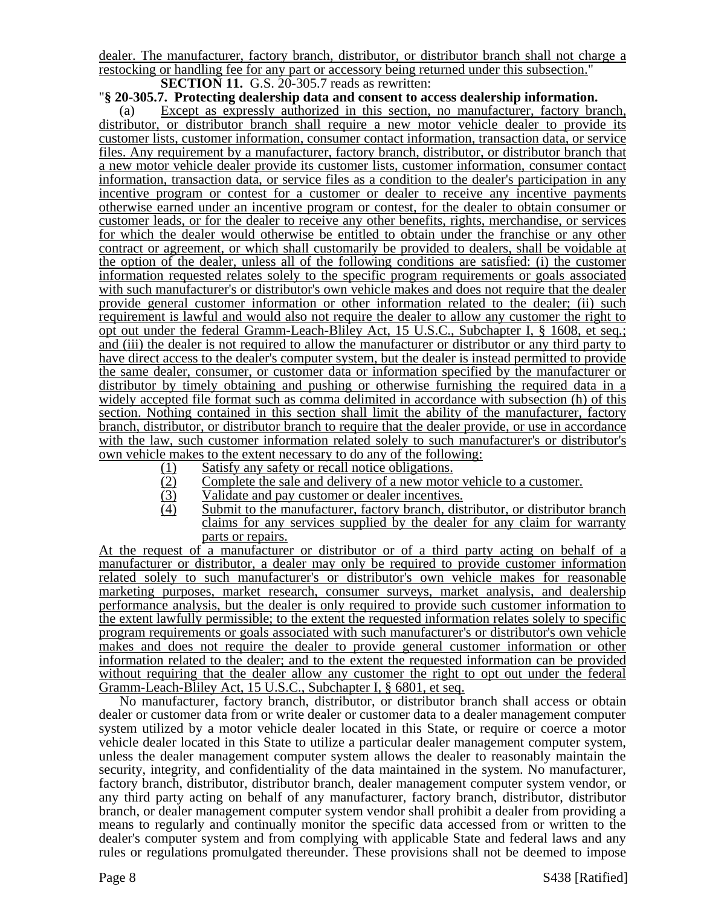dealer. The manufacturer, factory branch, distributor, or distributor branch shall not charge a restocking or handling fee for any part or accessory being returned under this subsection."

**SECTION 11.** G.S. 20-305.7 reads as rewritten:

"**§ 20-305.7. Protecting dealership data and consent to access dealership information.**

(a) Except as expressly authorized in this section, no manufacturer, factory branch, distributor, or distributor branch shall require a new motor vehicle dealer to provide its customer lists, customer information, consumer contact information, transaction data, or service files. Any requirement by a manufacturer, factory branch, distributor, or distributor branch that a new motor vehicle dealer provide its customer lists, customer information, consumer contact information, transaction data, or service files as a condition to the dealer's participation in any incentive program or contest for a customer or dealer to receive any incentive payments otherwise earned under an incentive program or contest, for the dealer to obtain consumer or customer leads, or for the dealer to receive any other benefits, rights, merchandise, or services for which the dealer would otherwise be entitled to obtain under the franchise or any other contract or agreement, or which shall customarily be provided to dealers, shall be voidable at the option of the dealer, unless all of the following conditions are satisfied: (i) the customer information requested relates solely to the specific program requirements or goals associated with such manufacturer's or distributor's own vehicle makes and does not require that the dealer provide general customer information or other information related to the dealer; (ii) such requirement is lawful and would also not require the dealer to allow any customer the right to opt out under the federal Gramm-Leach-Bliley Act, 15 U.S.C., Subchapter I, § 1608, et seq.; and (iii) the dealer is not required to allow the manufacturer or distributor or any third party to have direct access to the dealer's computer system, but the dealer is instead permitted to provide the same dealer, consumer, or customer data or information specified by the manufacturer or distributor by timely obtaining and pushing or otherwise furnishing the required data in a widely accepted file format such as comma delimited in accordance with subsection (h) of this section. Nothing contained in this section shall limit the ability of the manufacturer, factory branch, distributor, or distributor branch to require that the dealer provide, or use in accordance with the law, such customer information related solely to such manufacturer's or distributor's own vehicle makes to the extent necessary to do any of the following:

(1) Satisfy any safety or recall notice obligations.
(2) Complete the sale and delivery of a new motor vehicle to a customer.
(3) Validate and pay customer or dealer incentives.
(4) Submit to the manufacturer, factory branch, distributor, or distributor branch claims for any services supplied by the dealer for any claim for warranty parts or repairs.

At the request of a manufacturer or distributor or of a third party acting on behalf of a manufacturer or distributor, a dealer may only be required to provide customer information related solely to such manufacturer's or distributor's own vehicle makes for reasonable marketing purposes, market research, consumer surveys, market analysis, and dealership performance analysis, but the dealer is only required to provide such customer information to the extent lawfully permissible; to the extent the requested information relates solely to specific program requirements or goals associated with such manufacturer's or distributor's own vehicle makes and does not require the dealer to provide general customer information or other information related to the dealer; and to the extent the requested information can be provided without requiring that the dealer allow any customer the right to opt out under the federal Gramm-Leach-Bliley Act, 15 U.S.C., Subchapter I, § 6801, et seq.

No manufacturer, factory branch, distributor, or distributor branch shall access or obtain dealer or customer data from or write dealer or customer data to a dealer management computer system utilized by a motor vehicle dealer located in this State, or require or coerce a motor vehicle dealer located in this State to utilize a particular dealer management computer system, unless the dealer management computer system allows the dealer to reasonably maintain the security, integrity, and confidentiality of the data maintained in the system. No manufacturer, factory branch, distributor, distributor branch, dealer management computer system vendor, or any third party acting on behalf of any manufacturer, factory branch, distributor, distributor branch, or dealer management computer system vendor shall prohibit a dealer from providing a means to regularly and continually monitor the specific data accessed from or written to the dealer's computer system and from complying with applicable State and federal laws and any rules or regulations promulgated thereunder. These provisions shall not be deemed to impose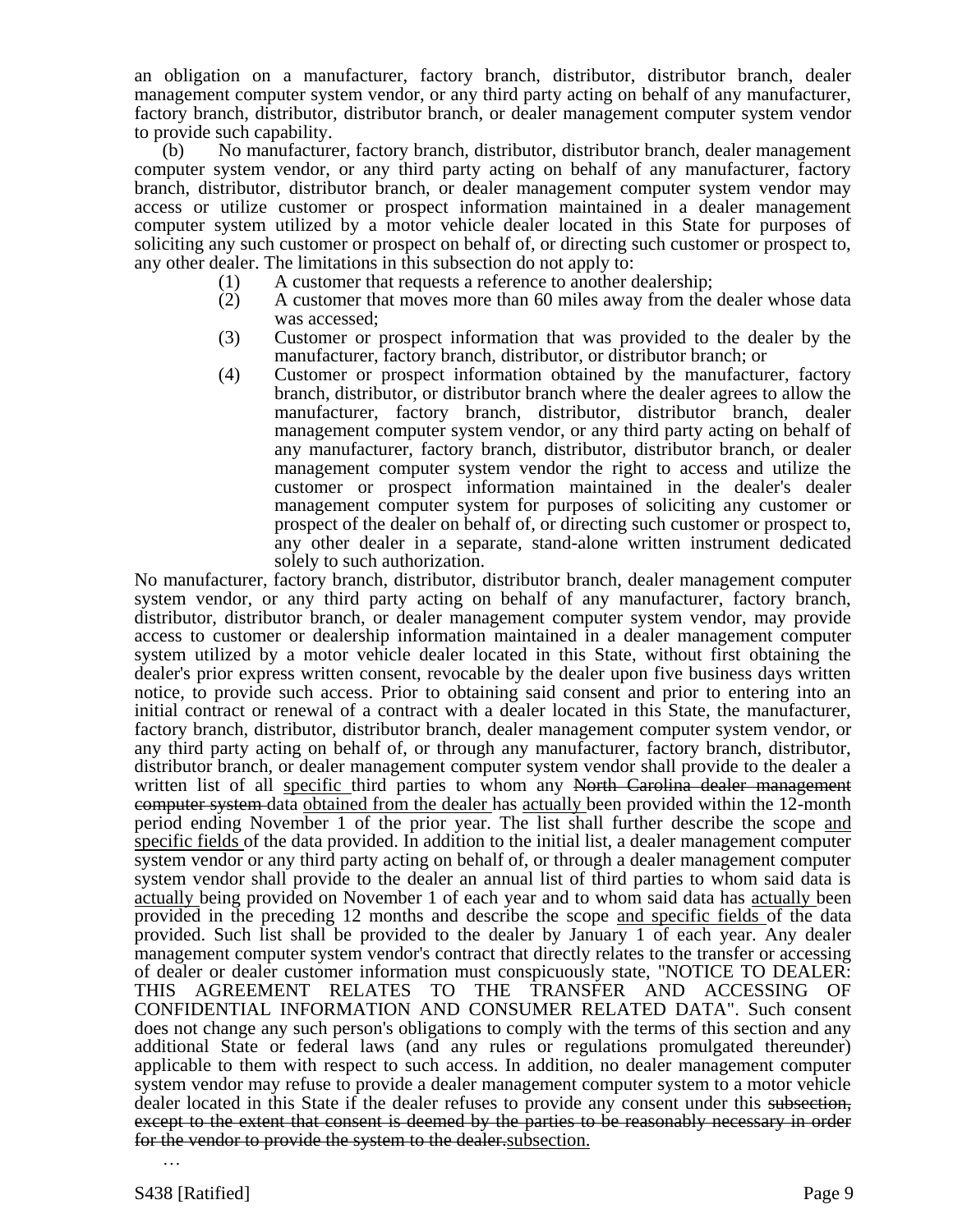an obligation on a manufacturer, factory branch, distributor, distributor branch, dealer management computer system vendor, or any third party acting on behalf of any manufacturer, factory branch, distributor, distributor branch, or dealer management computer system vendor to provide such capability.

(b) No manufacturer, factory branch, distributor, distributor branch, dealer management computer system vendor, or any third party acting on behalf of any manufacturer, factory branch, distributor, distributor branch, or dealer management computer system vendor may access or utilize customer or prospect information maintained in a dealer management computer system utilized by a motor vehicle dealer located in this State for purposes of soliciting any such customer or prospect on behalf of, or directing such customer or prospect to, any other dealer. The limitations in this subsection do not apply to:

(1) A customer that requests a reference to another dealership;
(2) A customer that moves more than 60 miles away from the dealer whose data was accessed;
(3) Customer or prospect information that was provided to the dealer by the manufacturer, factory branch, distributor, or distributor branch; or
(4) Customer or prospect information obtained by the manufacturer, factory branch, distributor, or distributor branch where the dealer agrees to allow the manufacturer, factory branch, distributor, distributor branch, dealer management computer system vendor, or any third party acting on behalf of any manufacturer, factory branch, distributor, distributor branch, or dealer management computer system vendor the right to access and utilize the customer or prospect information maintained in the dealer's dealer management computer system for purposes of soliciting any customer or prospect of the dealer on behalf of, or directing such customer or prospect to, any other dealer in a separate, stand-alone written instrument dedicated solely to such authorization.

No manufacturer, factory branch, distributor, distributor branch, dealer management computer system vendor, or any third party acting on behalf of any manufacturer, factory branch, distributor, distributor branch, or dealer management computer system vendor, may provide access to customer or dealership information maintained in a dealer management computer system utilized by a motor vehicle dealer located in this State, without first obtaining the dealer's prior express written consent, revocable by the dealer upon five business days written notice, to provide such access. Prior to obtaining said consent and prior to entering into an initial contract or renewal of a contract with a dealer located in this State, the manufacturer, factory branch, distributor, distributor branch, dealer management computer system vendor, or any third party acting on behalf of, or through any manufacturer, factory branch, distributor, distributor branch, or dealer management computer system vendor shall provide to the dealer a written list of all <u>specific</u> third parties to whom any ~~North Carolina dealer management computer system~~ data <u>obtained from the dealer</u> has <u>actually</u> been provided within the 12-month period ending November 1 of the prior year. The list shall further describe the scope <u>and specific fields</u> of the data provided. In addition to the initial list, a dealer management computer system vendor or any third party acting on behalf of, or through a dealer management computer system vendor shall provide to the dealer an annual list of third parties to whom said data is <u>actually</u> being provided on November 1 of each year and to whom said data has <u>actually</u> been provided in the preceding 12 months and describe the scope <u>and specific fields</u> of the data provided. Such list shall be provided to the dealer by January 1 of each year. Any dealer management computer system vendor's contract that directly relates to the transfer or accessing of dealer or dealer customer information must conspicuously state, "NOTICE TO DEALER: THIS AGREEMENT RELATES TO THE TRANSFER AND ACCESSING OF CONFIDENTIAL INFORMATION AND CONSUMER RELATED DATA". Such consent does not change any such person's obligations to comply with the terms of this section and any additional State or federal laws (and any rules or regulations promulgated thereunder) applicable to them with respect to such access. In addition, no dealer management computer system vendor may refuse to provide a dealer management computer system to a motor vehicle dealer located in this State if the dealer refuses to provide any consent under this ~~subsection, except to the extent that consent is deemed by the parties to be reasonably necessary in order for the vendor to provide the system to the dealer.~~<u>subsection.</u>

…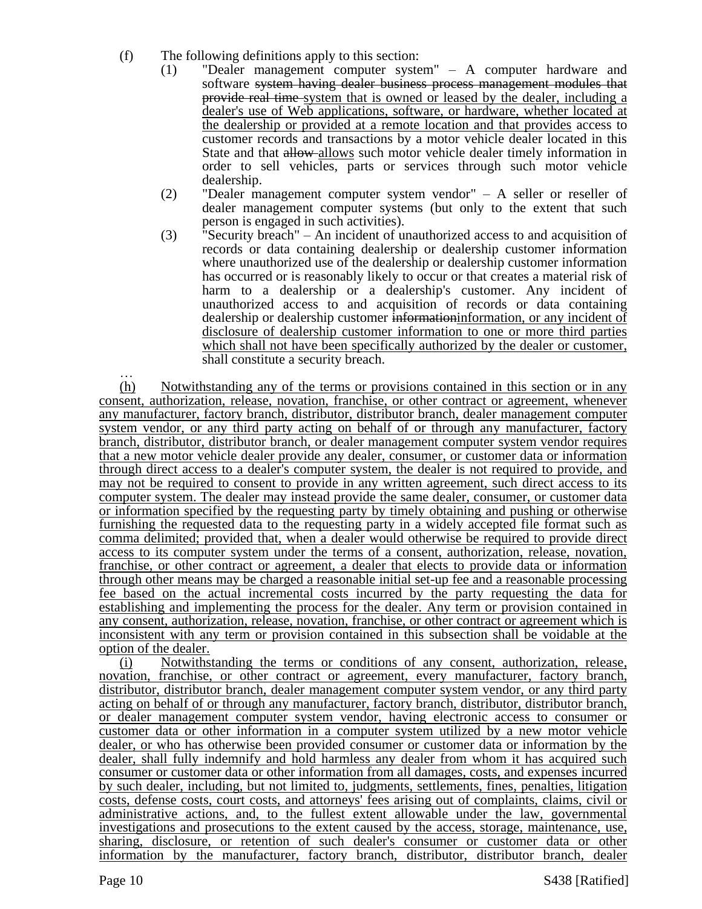(f) The following definitions apply to this section:

(1) "Dealer management computer system" – A computer hardware and software ~~system having dealer business process management modules that provide real time~~ system that is owned or leased by the dealer, including a dealer's use of Web applications, software, or hardware, whether located at the dealership or provided at a remote location and that provides access to customer records and transactions by a motor vehicle dealer located in this State and that ~~allow~~ allows such motor vehicle dealer timely information in order to sell vehicles, parts or services through such motor vehicle dealership.

(2) "Dealer management computer system vendor" – A seller or reseller of dealer management computer systems (but only to the extent that such person is engaged in such activities).

(3) "Security breach" – An incident of unauthorized access to and acquisition of records or data containing dealership or dealership customer information where unauthorized use of the dealership or dealership customer information has occurred or is reasonably likely to occur or that creates a material risk of harm to a dealership or a dealership's customer. Any incident of unauthorized access to and acquisition of records or data containing dealership or dealership customer ~~information~~information, or any incident of disclosure of dealership customer information to one or more third parties which shall not have been specifically authorized by the dealer or customer, shall constitute a security breach.

…

(h) Notwithstanding any of the terms or provisions contained in this section or in any consent, authorization, release, novation, franchise, or other contract or agreement, whenever any manufacturer, factory branch, distributor, distributor branch, dealer management computer system vendor, or any third party acting on behalf of or through any manufacturer, factory branch, distributor, distributor branch, or dealer management computer system vendor requires that a new motor vehicle dealer provide any dealer, consumer, or customer data or information through direct access to a dealer's computer system, the dealer is not required to provide, and may not be required to consent to provide in any written agreement, such direct access to its computer system. The dealer may instead provide the same dealer, consumer, or customer data or information specified by the requesting party by timely obtaining and pushing or otherwise furnishing the requested data to the requesting party in a widely accepted file format such as comma delimited; provided that, when a dealer would otherwise be required to provide direct access to its computer system under the terms of a consent, authorization, release, novation, franchise, or other contract or agreement, a dealer that elects to provide data or information through other means may be charged a reasonable initial set-up fee and a reasonable processing fee based on the actual incremental costs incurred by the party requesting the data for establishing and implementing the process for the dealer. Any term or provision contained in any consent, authorization, release, novation, franchise, or other contract or agreement which is inconsistent with any term or provision contained in this subsection shall be voidable at the option of the dealer.

(i) Notwithstanding the terms or conditions of any consent, authorization, release, novation, franchise, or other contract or agreement, every manufacturer, factory branch, distributor, distributor branch, dealer management computer system vendor, or any third party acting on behalf of or through any manufacturer, factory branch, distributor, distributor branch, or dealer management computer system vendor, having electronic access to consumer or customer data or other information in a computer system utilized by a new motor vehicle dealer, or who has otherwise been provided consumer or customer data or information by the dealer, shall fully indemnify and hold harmless any dealer from whom it has acquired such consumer or customer data or other information from all damages, costs, and expenses incurred by such dealer, including, but not limited to, judgments, settlements, fines, penalties, litigation costs, defense costs, court costs, and attorneys' fees arising out of complaints, claims, civil or administrative actions, and, to the fullest extent allowable under the law, governmental investigations and prosecutions to the extent caused by the access, storage, maintenance, use, sharing, disclosure, or retention of such dealer's consumer or customer data or other information by the manufacturer, factory branch, distributor, distributor branch, dealer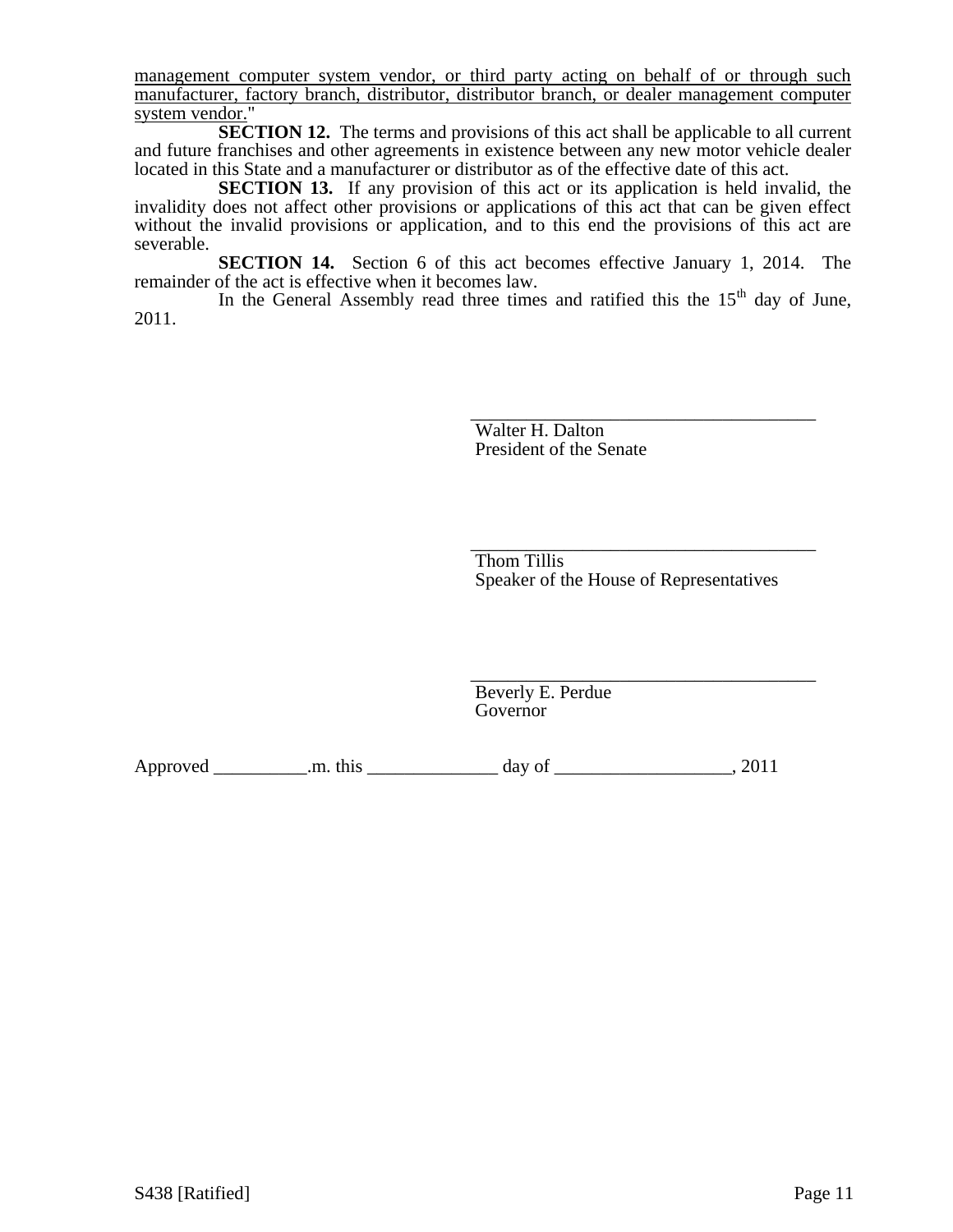management computer system vendor, or third party acting on behalf of or through such manufacturer, factory branch, distributor, distributor branch, or dealer management computer system vendor."

**SECTION 12.** The terms and provisions of this act shall be applicable to all current and future franchises and other agreements in existence between any new motor vehicle dealer located in this State and a manufacturer or distributor as of the effective date of this act.

**SECTION 13.** If any provision of this act or its application is held invalid, the invalidity does not affect other provisions or applications of this act that can be given effect without the invalid provisions or application, and to this end the provisions of this act are severable.

**SECTION 14.** Section 6 of this act becomes effective January 1, 2014. The remainder of the act is effective when it becomes law.

In the General Assembly read three times and ratified this the 15th day of June, 2011.

\_\_\_\_\_\_\_\_\_\_\_\_\_\_\_\_\_\_\_\_\_\_\_\_\_\_\_\_\_\_\_\_\_\_\_\_\_
Walter H. Dalton
President of the Senate

\_\_\_\_\_\_\_\_\_\_\_\_\_\_\_\_\_\_\_\_\_\_\_\_\_\_\_\_\_\_\_\_\_\_\_\_\_
Thom Tillis
Speaker of the House of Representatives

\_\_\_\_\_\_\_\_\_\_\_\_\_\_\_\_\_\_\_\_\_\_\_\_\_\_\_\_\_\_\_\_\_\_\_\_\_
Beverly E. Perdue
Governor

Approved \_\_\_\_\_\_\_\_\_\_.m. this \_\_\_\_\_\_\_\_\_\_\_\_\_\_ day of \_\_\_\_\_\_\_\_\_\_\_\_\_\_\_\_\_\_\_, 2011